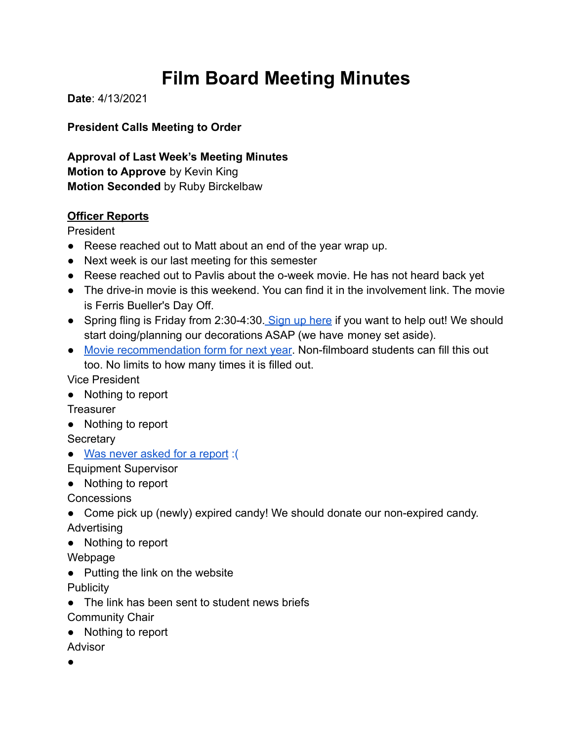# Film Board Meeting Minutes

**Date**: 4/13/2021

**President Calls Meeting to Order**

**Approval of Last Week's Meeting Minutes**
**Motion to Approve** by Kevin King
**Motion Seconded** by Ruby Birckelbaw

**<u>Officer Reports</u>**

President

- Reese reached out to Matt about an end of the year wrap up.
- Next week is our last meeting for this semester
- Reese reached out to Pavlis about the o-week movie. He has not heard back yet
- The drive-in movie is this weekend. You can find it in the involvement link. The movie is Ferris Bueller's Day Off.
- Spring fling is Friday from 2:30-4:30. Sign up here if you want to help out! We should start doing/planning our decorations ASAP (we have money set aside).
- Movie recommendation form for next year. Non-filmboard students can fill this out too. No limits to how many times it is filled out.

Vice President

- Nothing to report

Treasurer

- Nothing to report

Secretary

- Was never asked for a report :(

Equipment Supervisor

- Nothing to report

Concessions

- Come pick up (newly) expired candy! We should donate our non-expired candy.

Advertising

- Nothing to report

Webpage

- Putting the link on the website

Publicity

- The link has been sent to student news briefs

Community Chair

- Nothing to report

Advisor

-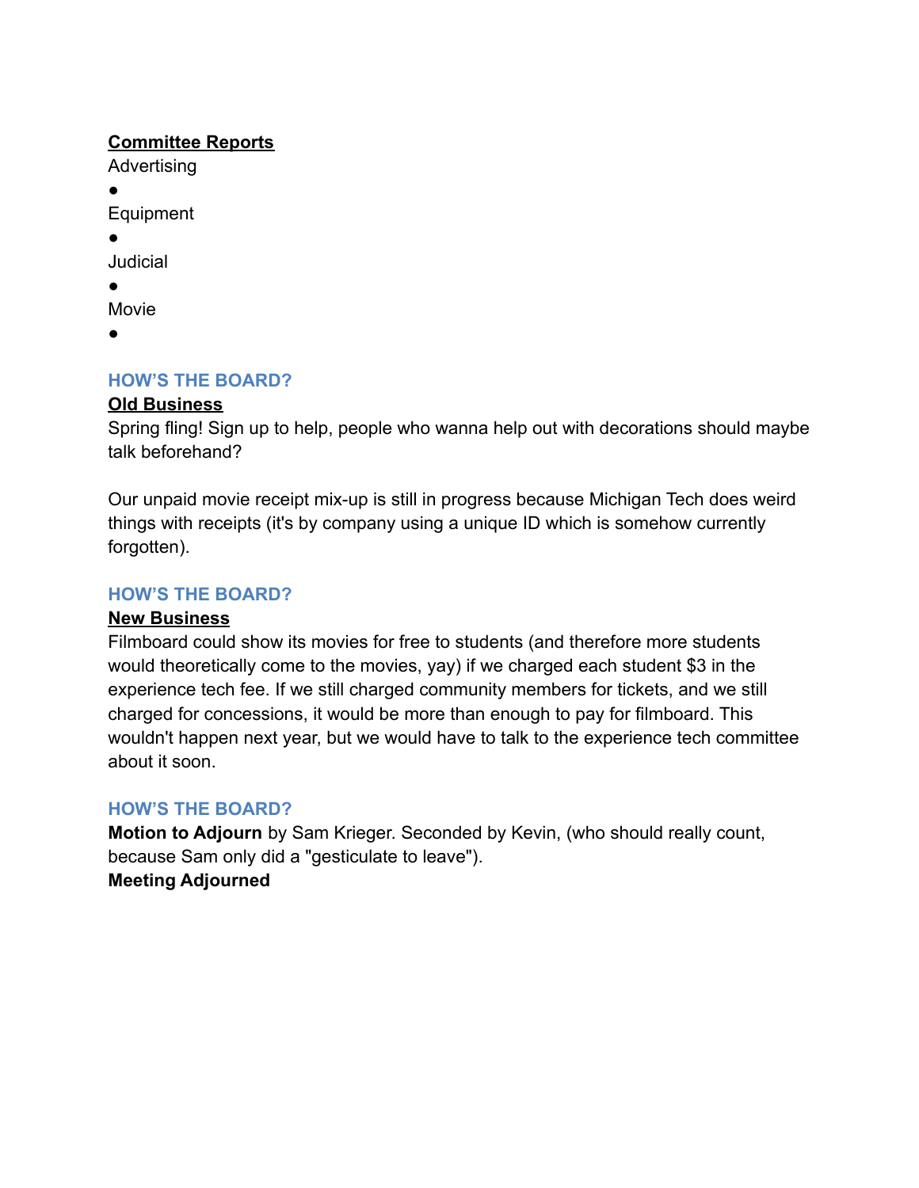**Committee Reports**

Advertising

- 

Equipment

- 

Judicial

- 

Movie

- 

## HOW'S THE BOARD?

**Old Business**

Spring fling! Sign up to help, people who wanna help out with decorations should maybe talk beforehand?

Our unpaid movie receipt mix-up is still in progress because Michigan Tech does weird things with receipts (it's by company using a unique ID which is somehow currently forgotten).

## HOW'S THE BOARD?

**New Business**

Filmboard could show its movies for free to students (and therefore more students would theoretically come to the movies, yay) if we charged each student $3 in the experience tech fee. If we still charged community members for tickets, and we still charged for concessions, it would be more than enough to pay for filmboard. This wouldn't happen next year, but we would have to talk to the experience tech committee about it soon.

## HOW'S THE BOARD?

**Motion to Adjourn** by Sam Krieger. Seconded by Kevin, (who should really count, because Sam only did a "gesticulate to leave").

**Meeting Adjourned**